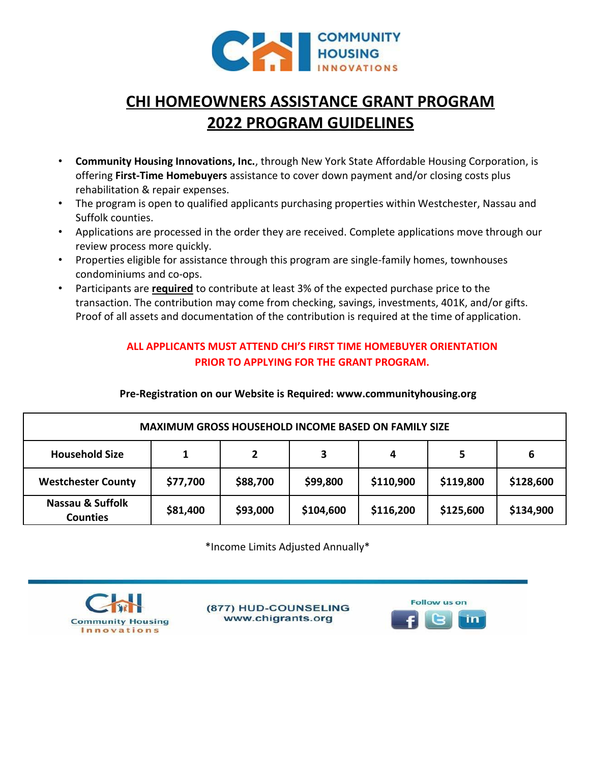COMMUNITY HOUSING INNOVATIONS

# CHI HOMEOWNERS ASSISTANCE GRANT PROGRAM
# 2022 PROGRAM GUIDELINES

- **Community Housing Innovations, Inc.**, through New York State Affordable Housing Corporation, is offering **First-Time Homebuyers** assistance to cover down payment and/or closing costs plus rehabilitation & repair expenses.
- The program is open to qualified applicants purchasing properties within Westchester, Nassau and Suffolk counties.
- Applications are processed in the order they are received. Complete applications move through our review process more quickly.
- Properties eligible for assistance through this program are single-family homes, townhouses condominiums and co-ops.
- Participants are **required** to contribute at least 3% of the expected purchase price to the transaction. The contribution may come from checking, savings, investments, 401K, and/or gifts. Proof of all assets and documentation of the contribution is required at the time of application.

**ALL APPLICANTS MUST ATTEND CHI'S FIRST TIME HOMEBUYER ORIENTATION PRIOR TO APPLYING FOR THE GRANT PROGRAM.**

**Pre-Registration on our Website is Required: www.communityhousing.org**

| MAXIMUM GROSS HOUSEHOLD INCOME BASED ON FAMILY SIZE | | | | | | |
|---|---|---|---|---|---|---|
| **Household Size** | **1** | **2** | **3** | **4** | **5** | **6** |
| **Westchester County** | **$77,700** | **$88,700** | **$99,800** | **$110,900** | **$119,800** | **$128,600** |
| **Nassau & Suffolk Counties** | **$81,400** | **$93,000** | **$104,600** | **$116,200** | **$125,600** | **$134,900** |

\*Income Limits Adjusted Annually\*

Community Housing Innovations

(877) HUD-COUNSELING
www.chigrants.org

Follow us on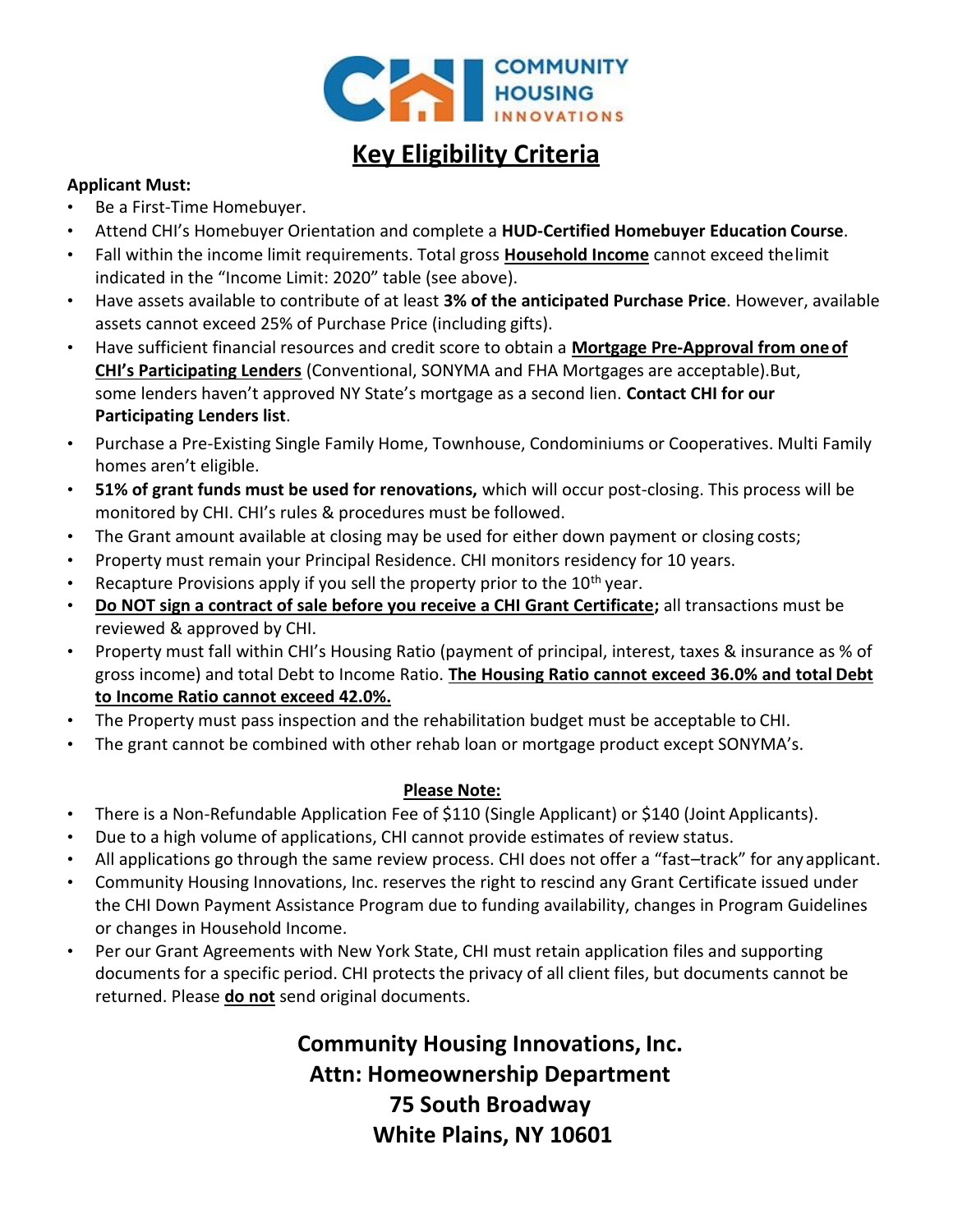# Key Eligibility Criteria

**Applicant Must:**

- Be a First-Time Homebuyer.
- Attend CHI's Homebuyer Orientation and complete a **HUD-Certified Homebuyer Education Course**.
- Fall within the income limit requirements. Total gross **Household Income** cannot exceed the limit indicated in the "Income Limit: 2020" table (see above).
- Have assets available to contribute of at least **3% of the anticipated Purchase Price**. However, available assets cannot exceed 25% of Purchase Price (including gifts).
- Have sufficient financial resources and credit score to obtain a **Mortgage Pre-Approval from one of CHI's Participating Lenders** (Conventional, SONYMA and FHA Mortgages are acceptable).But, some lenders haven't approved NY State's mortgage as a second lien. **Contact CHI for our Participating Lenders list**.
- Purchase a Pre-Existing Single Family Home, Townhouse, Condominiums or Cooperatives. Multi Family homes aren't eligible.
- **51% of grant funds must be used for renovations,** which will occur post-closing. This process will be monitored by CHI. CHI's rules & procedures must be followed.
- The Grant amount available at closing may be used for either down payment or closing costs;
- Property must remain your Principal Residence. CHI monitors residency for 10 years.
- Recapture Provisions apply if you sell the property prior to the 10th year.
- **Do NOT sign a contract of sale before you receive a CHI Grant Certificate;** all transactions must be reviewed & approved by CHI.
- Property must fall within CHI's Housing Ratio (payment of principal, interest, taxes & insurance as % of gross income) and total Debt to Income Ratio. **The Housing Ratio cannot exceed 36.0% and total Debt to Income Ratio cannot exceed 42.0%.**
- The Property must pass inspection and the rehabilitation budget must be acceptable to CHI.
- The grant cannot be combined with other rehab loan or mortgage product except SONYMA's.

**Please Note:**

- There is a Non-Refundable Application Fee of $110 (Single Applicant) or $140 (Joint Applicants).
- Due to a high volume of applications, CHI cannot provide estimates of review status.
- All applications go through the same review process. CHI does not offer a "fast–track" for any applicant.
- Community Housing Innovations, Inc. reserves the right to rescind any Grant Certificate issued under the CHI Down Payment Assistance Program due to funding availability, changes in Program Guidelines or changes in Household Income.
- Per our Grant Agreements with New York State, CHI must retain application files and supporting documents for a specific period. CHI protects the privacy of all client files, but documents cannot be returned. Please **do not** send original documents.

**Community Housing Innovations, Inc.**
**Attn: Homeownership Department**
**75 South Broadway**
**White Plains, NY 10601**